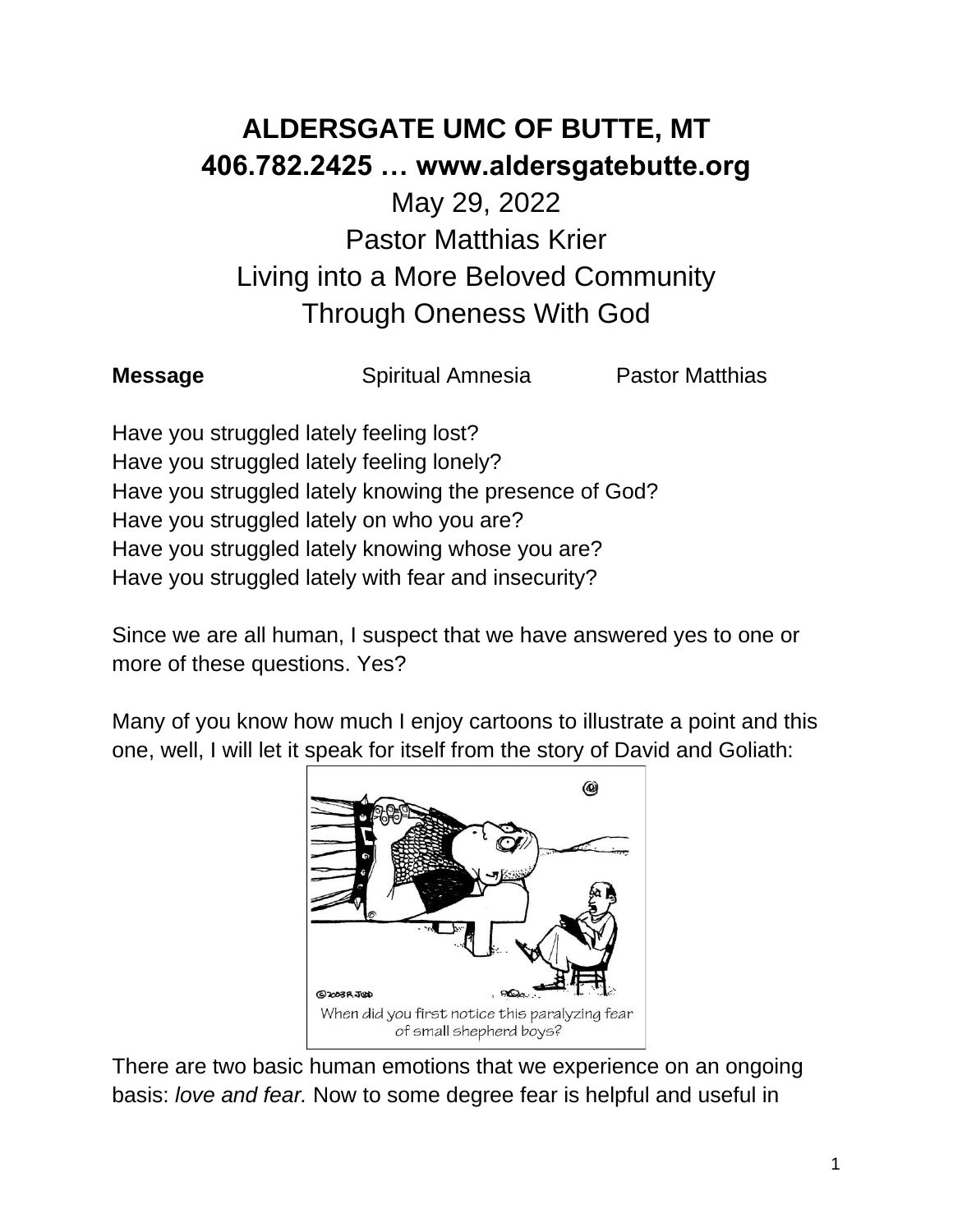# ALDERSGATE UMC OF BUTTE, MT
## 406.782.2425 … www.aldersgatebutte.org

May 29, 2022
Pastor Matthias Krier
Living into a More Beloved Community
Through Oneness With God

**Message** Spiritual Amnesia Pastor Matthias

Have you struggled lately feeling lost?
Have you struggled lately feeling lonely?
Have you struggled lately knowing the presence of God?
Have you struggled lately on who you are?
Have you struggled lately knowing whose you are?
Have you struggled lately with fear and insecurity?

Since we are all human, I suspect that we have answered yes to one or more of these questions. Yes?

Many of you know how much I enjoy cartoons to illustrate a point and this one, well, I will let it speak for itself from the story of David and Goliath:

When did you first notice this paralyzing fear of small shepherd boys?

There are two basic human emotions that we experience on an ongoing basis: *love and fear.* Now to some degree fear is helpful and useful in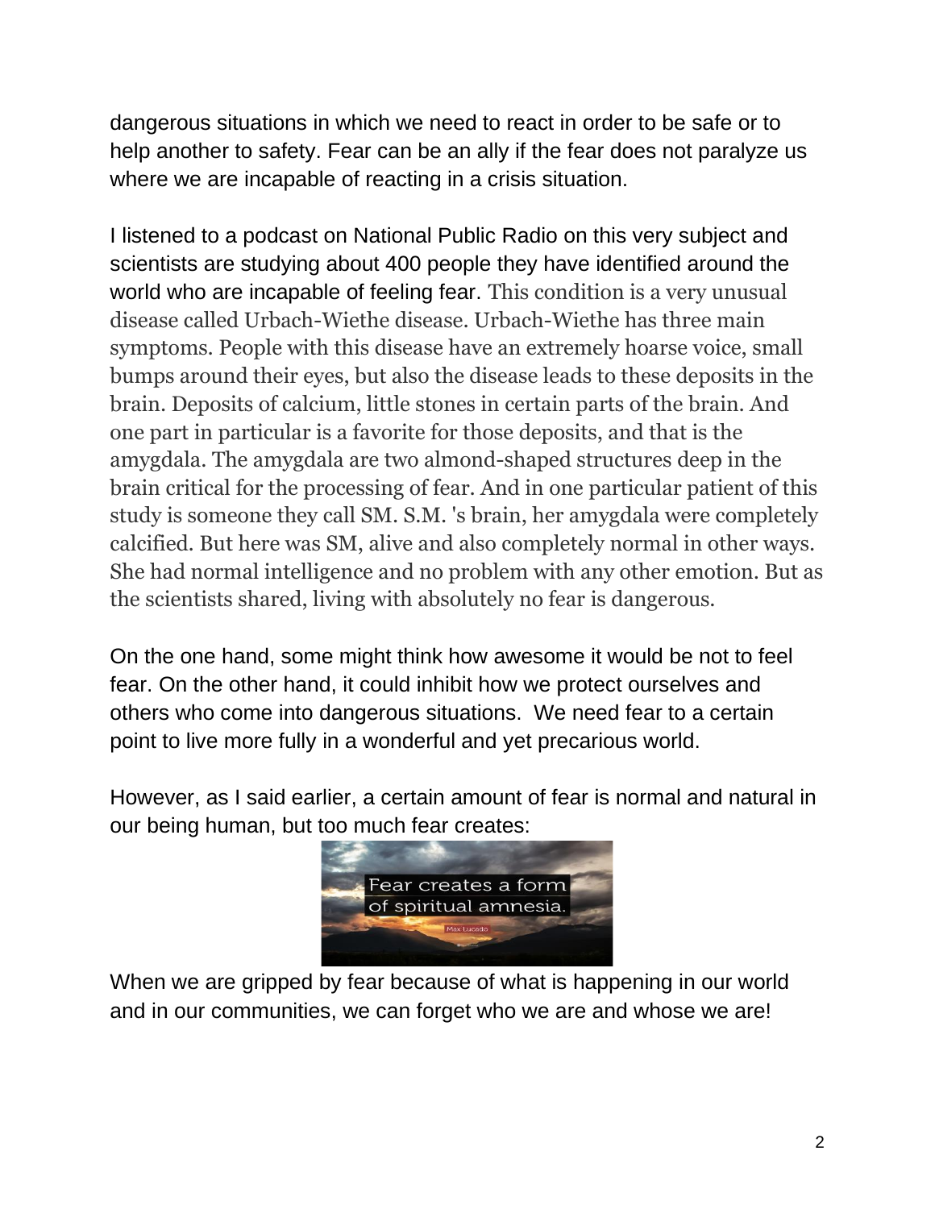dangerous situations in which we need to react in order to be safe or to help another to safety. Fear can be an ally if the fear does not paralyze us where we are incapable of reacting in a crisis situation.

I listened to a podcast on National Public Radio on this very subject and scientists are studying about 400 people they have identified around the world who are incapable of feeling fear. This condition is a very unusual disease called Urbach-Wiethe disease. Urbach-Wiethe has three main symptoms. People with this disease have an extremely hoarse voice, small bumps around their eyes, but also the disease leads to these deposits in the brain. Deposits of calcium, little stones in certain parts of the brain. And one part in particular is a favorite for those deposits, and that is the amygdala. The amygdala are two almond-shaped structures deep in the brain critical for the processing of fear. And in one particular patient of this study is someone they call SM. S.M. 's brain, her amygdala were completely calcified. But here was SM, alive and also completely normal in other ways. She had normal intelligence and no problem with any other emotion. But as the scientists shared, living with absolutely no fear is dangerous.

On the one hand, some might think how awesome it would be not to feel fear. On the other hand, it could inhibit how we protect ourselves and others who come into dangerous situations. We need fear to a certain point to live more fully in a wonderful and yet precarious world.

However, as I said earlier, a certain amount of fear is normal and natural in our being human, but too much fear creates:

Fear creates a form of spiritual amnesia.

Max Lucado

When we are gripped by fear because of what is happening in our world and in our communities, we can forget who we are and whose we are!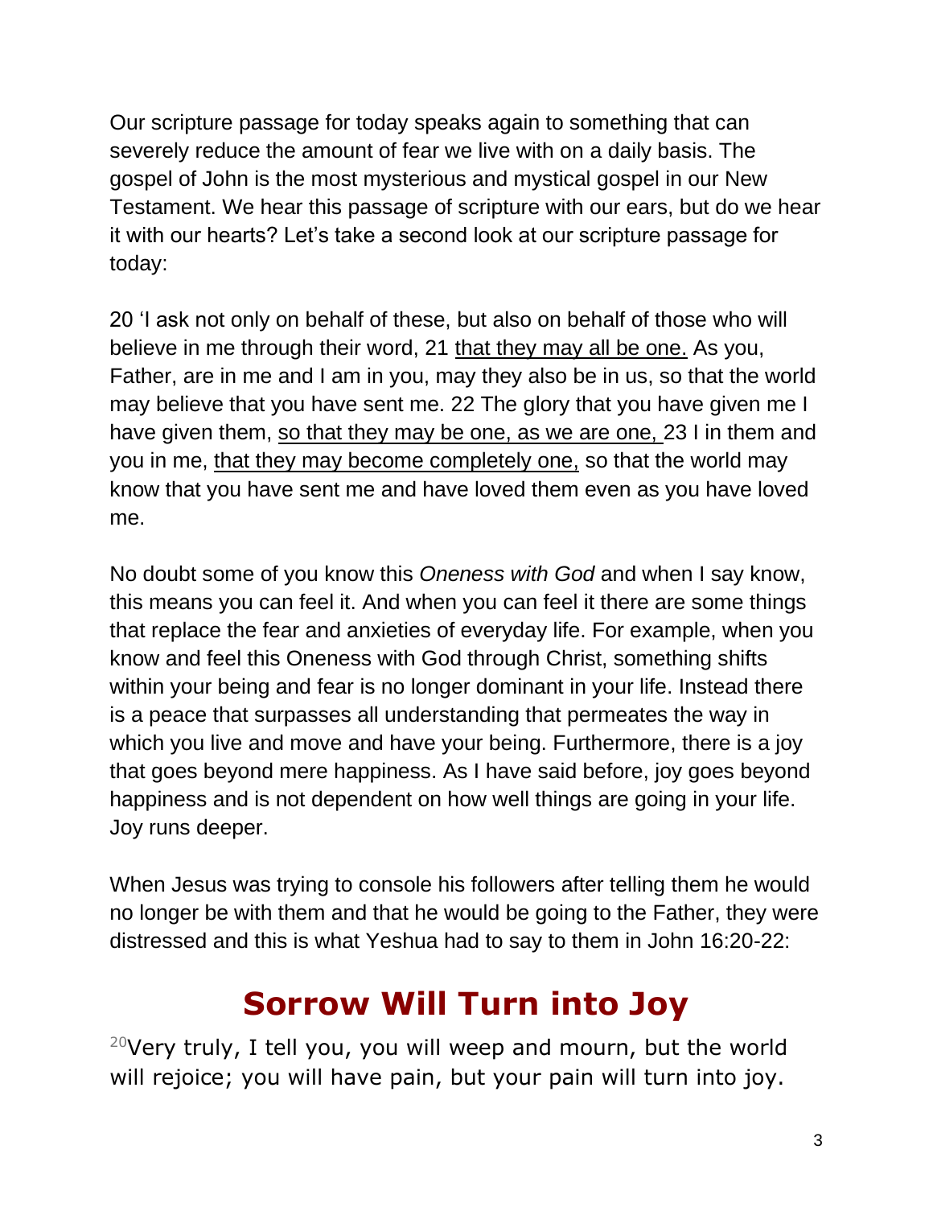Our scripture passage for today speaks again to something that can severely reduce the amount of fear we live with on a daily basis. The gospel of John is the most mysterious and mystical gospel in our New Testament. We hear this passage of scripture with our ears, but do we hear it with our hearts? Let's take a second look at our scripture passage for today:

20 'I ask not only on behalf of these, but also on behalf of those who will believe in me through their word, 21 <u>that they may all be one.</u> As you, Father, are in me and I am in you, may they also be in us, so that the world may believe that you have sent me. 22 The glory that you have given me I have given them, <u>so that they may be one, as we are one,</u> 23 I in them and you in me, <u>that they may become completely one,</u> so that the world may know that you have sent me and have loved them even as you have loved me.

No doubt some of you know this *Oneness with God* and when I say know, this means you can feel it. And when you can feel it there are some things that replace the fear and anxieties of everyday life. For example, when you know and feel this Oneness with God through Christ, something shifts within your being and fear is no longer dominant in your life. Instead there is a peace that surpasses all understanding that permeates the way in which you live and move and have your being. Furthermore, there is a joy that goes beyond mere happiness. As I have said before, joy goes beyond happiness and is not dependent on how well things are going in your life. Joy runs deeper.

When Jesus was trying to console his followers after telling them he would no longer be with them and that he would be going to the Father, they were distressed and this is what Yeshua had to say to them in John 16:20-22:

## Sorrow Will Turn into Joy

[20]Very truly, I tell you, you will weep and mourn, but the world will rejoice; you will have pain, but your pain will turn into joy.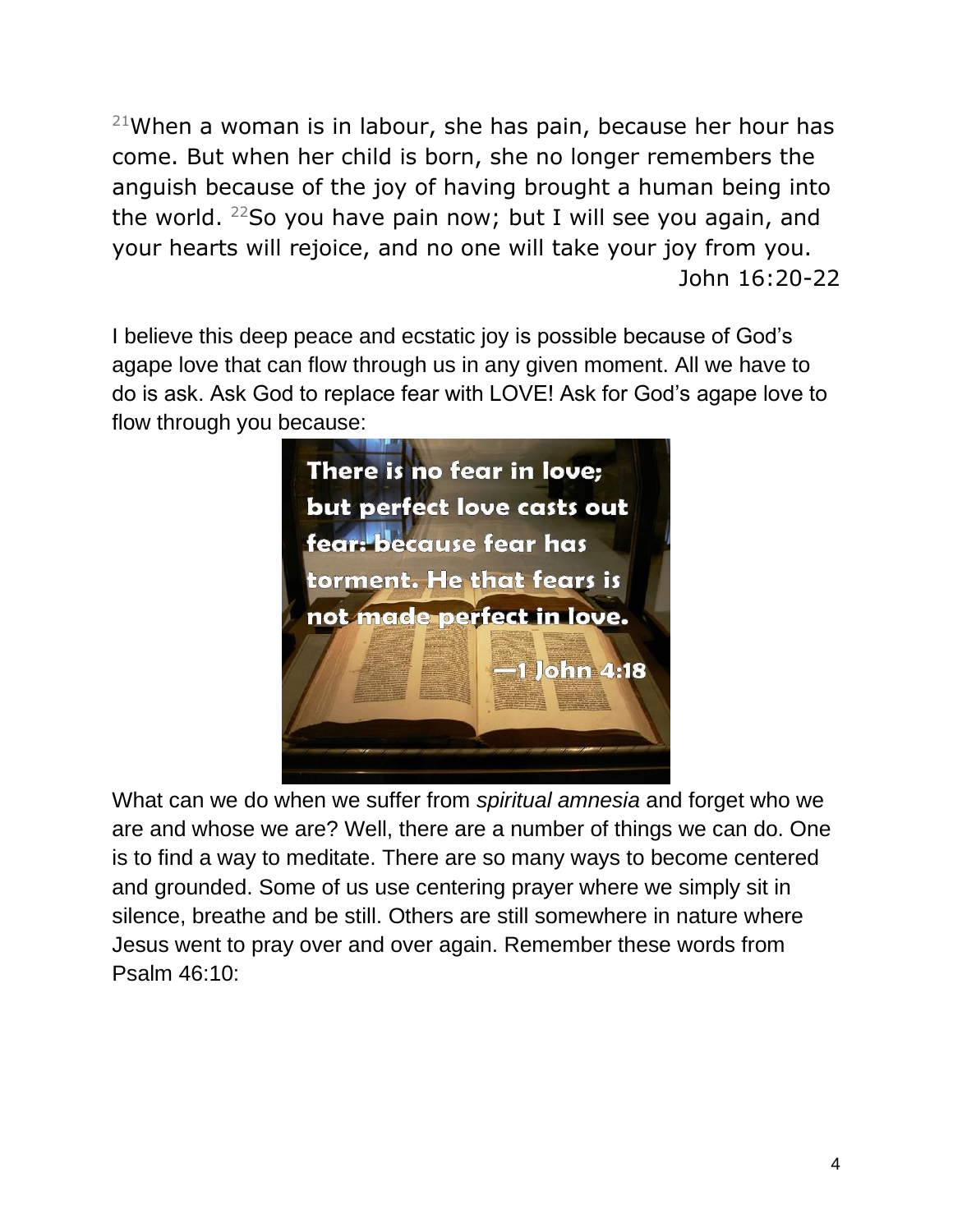[21]When a woman is in labour, she has pain, because her hour has come. But when her child is born, she no longer remembers the anguish because of the joy of having brought a human being into the world. [22]So you have pain now; but I will see you again, and your hearts will rejoice, and no one will take your joy from you.

John 16:20-22

I believe this deep peace and ecstatic joy is possible because of God's agape love that can flow through us in any given moment. All we have to do is ask. Ask God to replace fear with LOVE! Ask for God's agape love to flow through you because:

> **There is no fear in love; but perfect love casts out fear: because fear has torment. He that fears is not made perfect in love.**
>
> **—1 John 4:18**

What can we do when we suffer from *spiritual amnesia* and forget who we are and whose we are? Well, there are a number of things we can do. One is to find a way to meditate. There are so many ways to become centered and grounded. Some of us use centering prayer where we simply sit in silence, breathe and be still. Others are still somewhere in nature where Jesus went to pray over and over again. Remember these words from Psalm 46:10: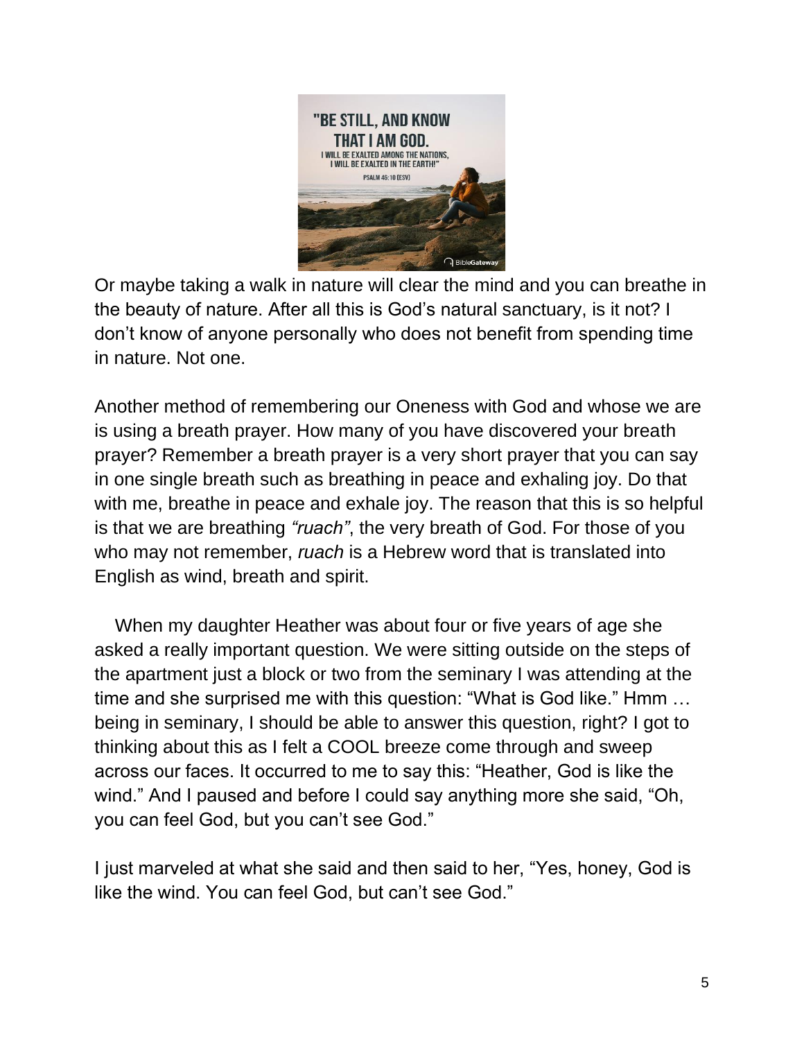"BE STILL, AND KNOW THAT I AM GOD. I WILL BE EXALTED AMONG THE NATIONS, I WILL BE EXALTED IN THE EARTH!" PSALM 46:10 [ESV]

Or maybe taking a walk in nature will clear the mind and you can breathe in the beauty of nature. After all this is God's natural sanctuary, is it not? I don't know of anyone personally who does not benefit from spending time in nature. Not one.

Another method of remembering our Oneness with God and whose we are is using a breath prayer. How many of you have discovered your breath prayer? Remember a breath prayer is a very short prayer that you can say in one single breath such as breathing in peace and exhaling joy. Do that with me, breathe in peace and exhale joy. The reason that this is so helpful is that we are breathing *"ruach"*, the very breath of God. For those of you who may not remember, *ruach* is a Hebrew word that is translated into English as wind, breath and spirit.

When my daughter Heather was about four or five years of age she asked a really important question. We were sitting outside on the steps of the apartment just a block or two from the seminary I was attending at the time and she surprised me with this question: "What is God like." Hmm … being in seminary, I should be able to answer this question, right? I got to thinking about this as I felt a COOL breeze come through and sweep across our faces. It occurred to me to say this: "Heather, God is like the wind." And I paused and before I could say anything more she said, "Oh, you can feel God, but you can't see God."

I just marveled at what she said and then said to her, "Yes, honey, God is like the wind. You can feel God, but can't see God."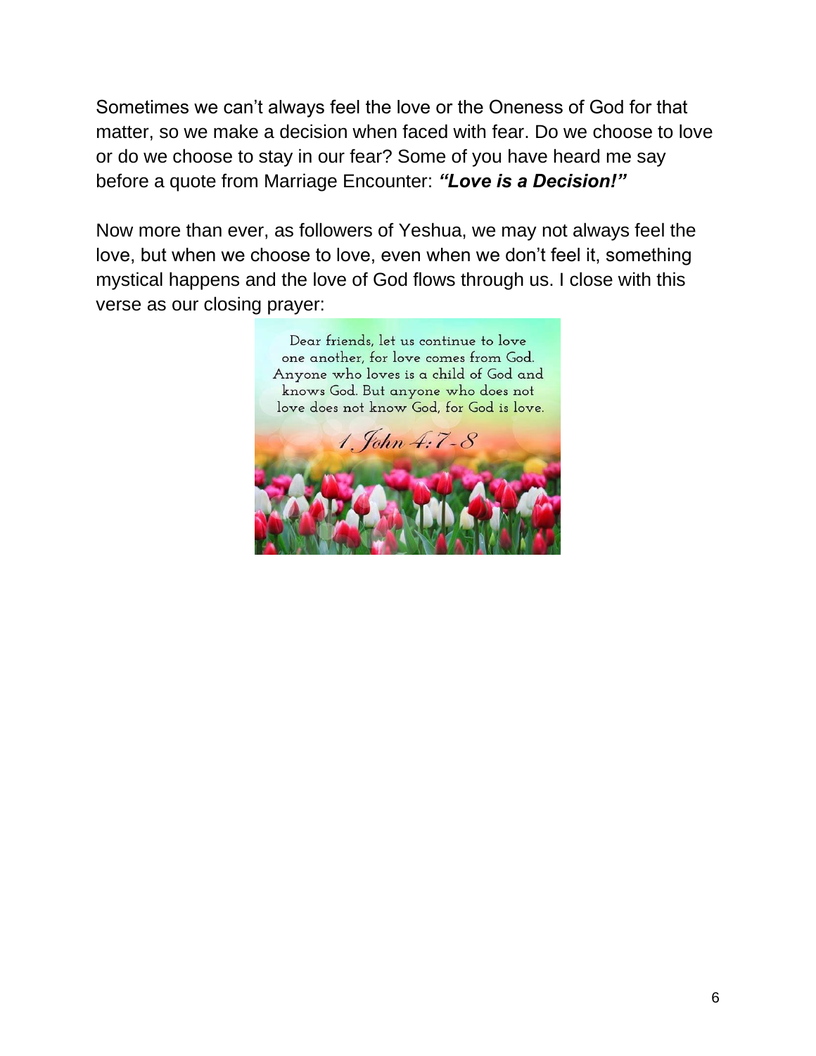Sometimes we can't always feel the love or the Oneness of God for that matter, so we make a decision when faced with fear. Do we choose to love or do we choose to stay in our fear? Some of you have heard me say before a quote from Marriage Encounter: ***"Love is a Decision!"***

Now more than ever, as followers of Yeshua, we may not always feel the love, but when we choose to love, even when we don't feel it, something mystical happens and the love of God flows through us. I close with this verse as our closing prayer:

Dear friends, let us continue to love one another, for love comes from God. Anyone who loves is a child of God and knows God. But anyone who does not love does not know God, for God is love.

*1 John 4:7-8*